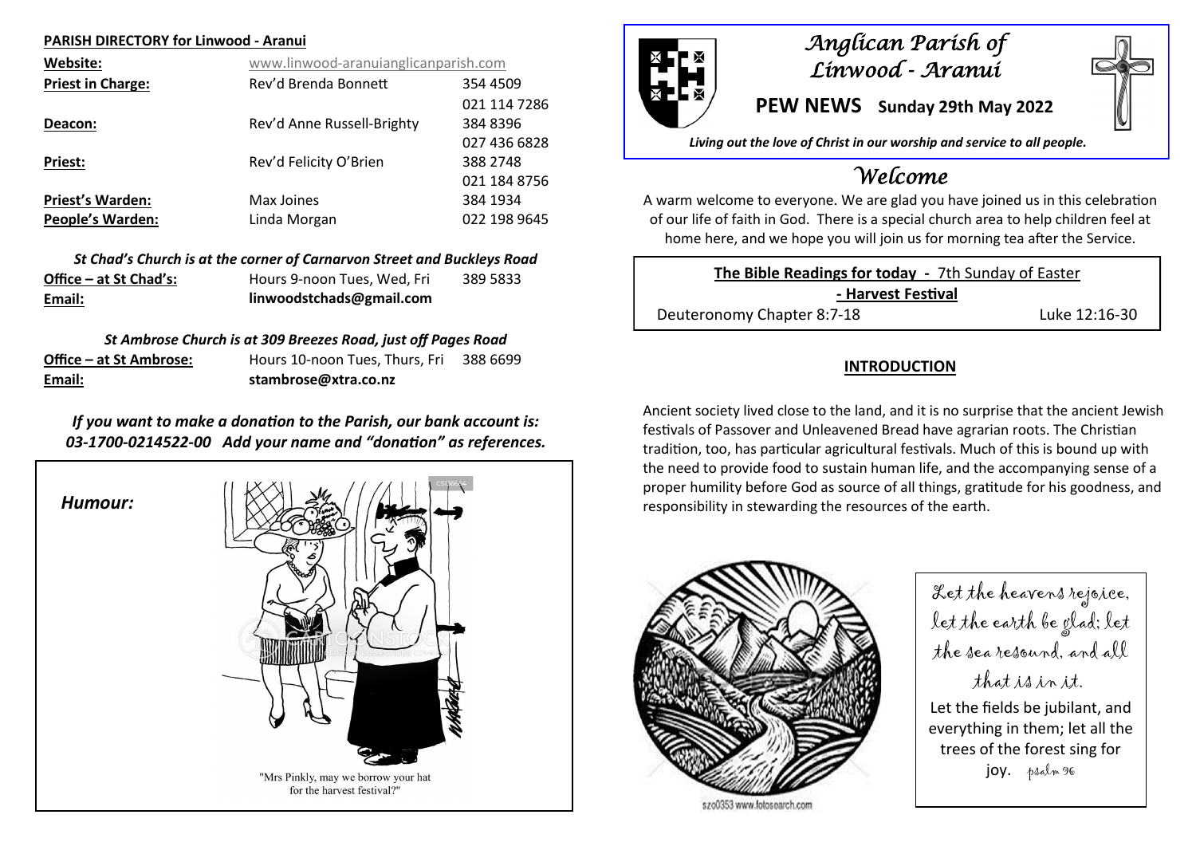**PARISH DIRECTORY for Linwood - Aranui**

| | | |
|---|---|---|
| **Website:** | www.linwood-aranuianglicanparish.com | |
| **Priest in Charge:** | Rev'd Brenda Bonnett | 354 4509 |
| | | 021 114 7286 |
| **Deacon:** | Rev'd Anne Russell-Brighty | 384 8396 |
| | | 027 436 6828 |
| **Priest:** | Rev'd Felicity O'Brien | 388 2748 |
| | | 021 184 8756 |
| **Priest's Warden:** | Max Joines | 384 1934 |
| **People's Warden:** | Linda Morgan | 022 198 9645 |

***St Chad's Church is at the corner of Carnarvon Street and Buckleys Road***

| | | |
|---|---|---|
| **Office – at St Chad's:** | Hours 9-noon Tues, Wed, Fri | 389 5833 |
| **Email:** | **linwoodstchads@gmail.com** | |

***St Ambrose Church is at 309 Breezes Road, just off Pages Road***

| | | |
|---|---|---|
| **Office – at St Ambrose:** | Hours 10-noon Tues, Thurs, Fri | 388 6699 |
| **Email:** | **stambrose@xtra.co.nz** | |

***If you want to make a donation to the Parish, our bank account is: 03-1700-0214522-00 Add your name and "donation" as references.***

***Humour:***

"Mrs Pinkly, may we borrow your hat for the harvest festival?"

# *Anglican Parish of Linwood - Aranui*

## PEW NEWS Sunday 29th May 2022

***Living out the love of Christ in our worship and service to all people.***

## *Welcome*

A warm welcome to everyone. We are glad you have joined us in this celebration of our life of faith in God. There is a special church area to help children feel at home here, and we hope you will join us for morning tea after the Service.

**The Bible Readings for today** - 7th Sunday of Easter
**- Harvest Festival**

Deuteronomy Chapter 8:7-18 — Luke 12:16-30

### INTRODUCTION

Ancient society lived close to the land, and it is no surprise that the ancient Jewish festivals of Passover and Unleavened Bread have agrarian roots. The Christian tradition, too, has particular agricultural festivals. Much of this is bound up with the need to provide food to sustain human life, and the accompanying sense of a proper humility before God as source of all things, gratitude for his goodness, and responsibility in stewarding the resources of the earth.

*Let the heavens rejoice, let the earth be glad; let the sea resound, and all that is in it.*
Let the fields be jubilant, and everything in them; let all the trees of the forest sing for joy. *psalm 96*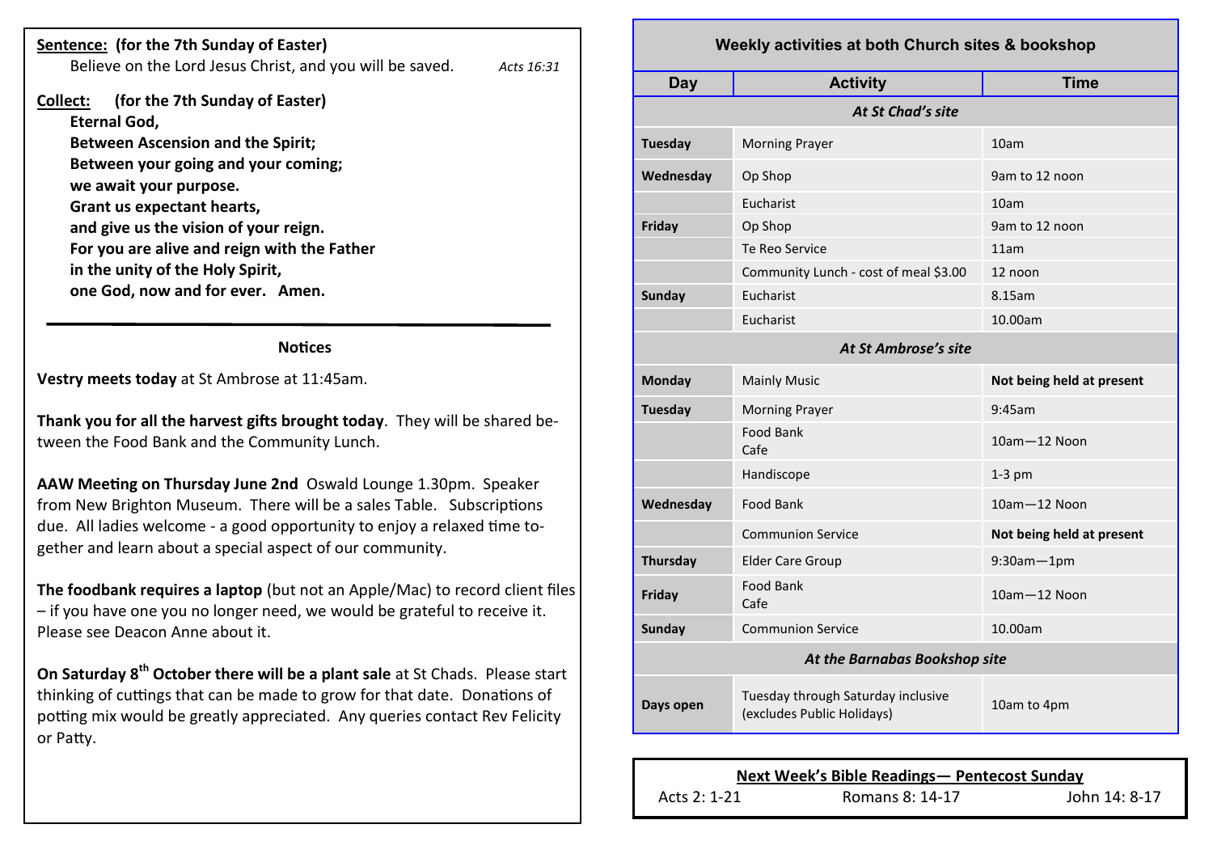**Sentence: (for the 7th Sunday of Easter)**

Believe on the Lord Jesus Christ, and you will be saved. *Acts 16:31*

**Collect: (for the 7th Sunday of Easter)**

**Eternal God,**
**Between Ascension and the Spirit;**
**Between your going and your coming;**
**we await your purpose.**
**Grant us expectant hearts,**
**and give us the vision of your reign.**
**For you are alive and reign with the Father**
**in the unity of the Holy Spirit,**
**one God, now and for ever. Amen.**

---

### Notices

**Vestry meets today** at St Ambrose at 11:45am.

**Thank you for all the harvest gifts brought today**. They will be shared between the Food Bank and the Community Lunch.

**AAW Meeting on Thursday June 2nd** Oswald Lounge 1.30pm. Speaker from New Brighton Museum. There will be a sales Table. Subscriptions due. All ladies welcome - a good opportunity to enjoy a relaxed time together and learn about a special aspect of our community.

**The foodbank requires a laptop** (but not an Apple/Mac) to record client files – if you have one you no longer need, we would be grateful to receive it. Please see Deacon Anne about it.

**On Saturday 8th October there will be a plant sale** at St Chads. Please start thinking of cuttings that can be made to grow for that date. Donations of potting mix would be greatly appreciated. Any queries contact Rev Felicity or Patty.

### Weekly activities at both Church sites & bookshop

| Day | Activity | Time |
|---|---|---|
| | ***At St Chad's site*** | |
| **Tuesday** | Morning Prayer | 10am |
| **Wednesday** | Op Shop | 9am to 12 noon |
| | Eucharist | 10am |
| **Friday** | Op Shop | 9am to 12 noon |
| | Te Reo Service | 11am |
| | Community Lunch - cost of meal $3.00 | 12 noon |
| **Sunday** | Eucharist | 8.15am |
| | Eucharist | 10.00am |
| | ***At St Ambrose's site*** | |
| **Monday** | Mainly Music | **Not being held at present** |
| **Tuesday** | Morning Prayer | 9:45am |
| | Food Bank Cafe | 10am—12 Noon |
| | Handiscope | 1-3 pm |
| **Wednesday** | Food Bank | 10am—12 Noon |
| | Communion Service | **Not being held at present** |
| **Thursday** | Elder Care Group | 9:30am—1pm |
| **Friday** | Food Bank Cafe | 10am—12 Noon |
| **Sunday** | Communion Service | 10.00am |
| | ***At the Barnabas Bookshop site*** | |
| **Days open** | Tuesday through Saturday inclusive (excludes Public Holidays) | 10am to 4pm |

**Next Week's Bible Readings— Pentecost Sunday**

Acts 2: 1-21 Romans 8: 14-17 John 14: 8-17